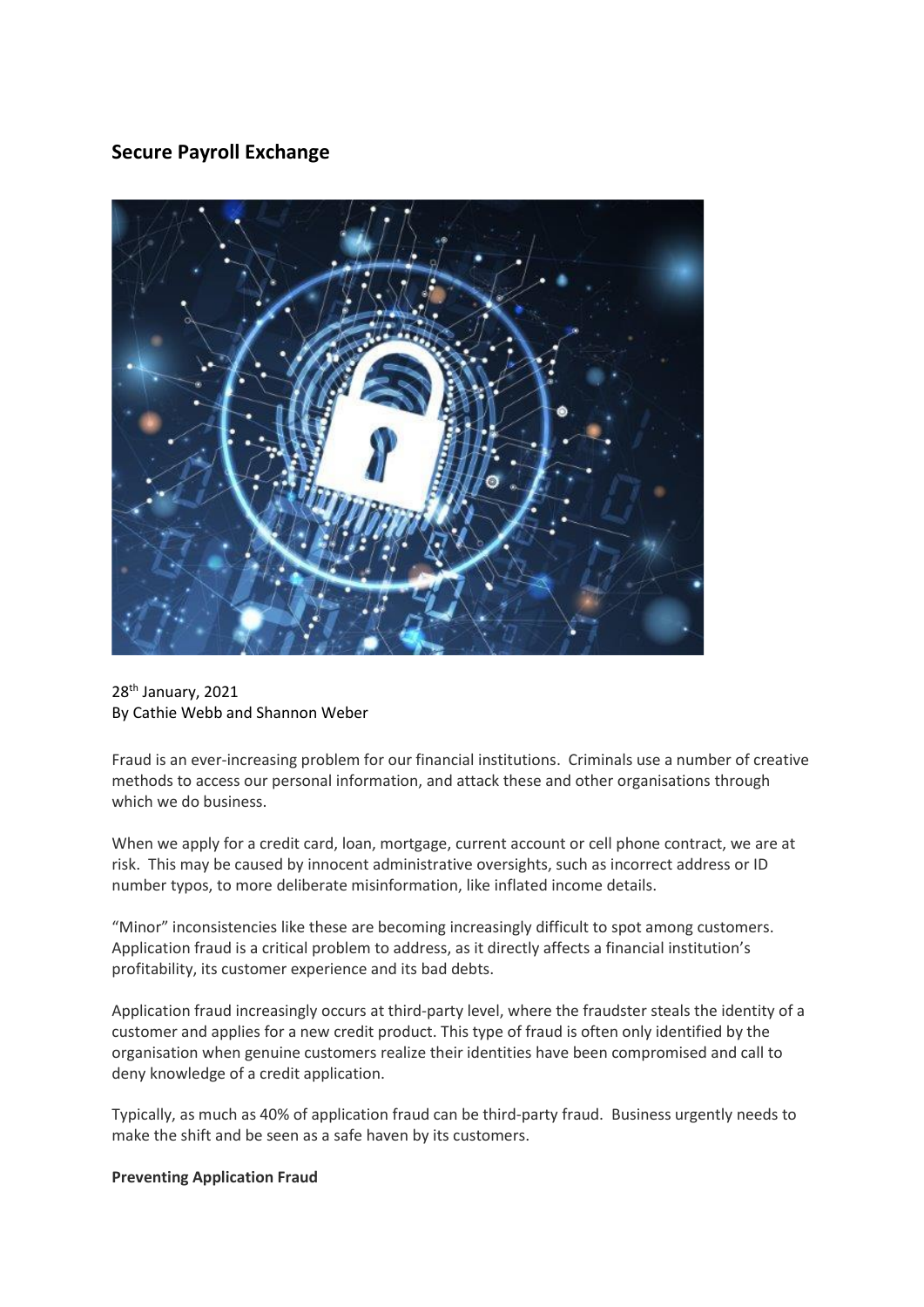## Secure Payroll Exchange

28th January, 2021
By Cathie Webb and Shannon Weber

Fraud is an ever-increasing problem for our financial institutions. Criminals use a number of creative methods to access our personal information, and attack these and other organisations through which we do business.

When we apply for a credit card, loan, mortgage, current account or cell phone contract, we are at risk. This may be caused by innocent administrative oversights, such as incorrect address or ID number typos, to more deliberate misinformation, like inflated income details.

"Minor" inconsistencies like these are becoming increasingly difficult to spot among customers. Application fraud is a critical problem to address, as it directly affects a financial institution's profitability, its customer experience and its bad debts.

Application fraud increasingly occurs at third-party level, where the fraudster steals the identity of a customer and applies for a new credit product. This type of fraud is often only identified by the organisation when genuine customers realize their identities have been compromised and call to deny knowledge of a credit application.

Typically, as much as 40% of application fraud can be third-party fraud. Business urgently needs to make the shift and be seen as a safe haven by its customers.

**Preventing Application Fraud**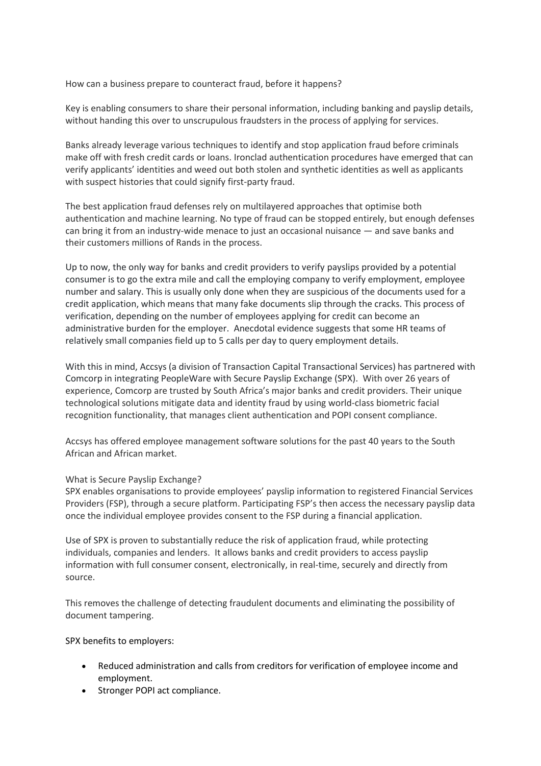How can a business prepare to counteract fraud, before it happens?

Key is enabling consumers to share their personal information, including banking and payslip details, without handing this over to unscrupulous fraudsters in the process of applying for services.

Banks already leverage various techniques to identify and stop application fraud before criminals make off with fresh credit cards or loans. Ironclad authentication procedures have emerged that can verify applicants' identities and weed out both stolen and synthetic identities as well as applicants with suspect histories that could signify first-party fraud.

The best application fraud defenses rely on multilayered approaches that optimise both authentication and machine learning. No type of fraud can be stopped entirely, but enough defenses can bring it from an industry-wide menace to just an occasional nuisance — and save banks and their customers millions of Rands in the process.

Up to now, the only way for banks and credit providers to verify payslips provided by a potential consumer is to go the extra mile and call the employing company to verify employment, employee number and salary. This is usually only done when they are suspicious of the documents used for a credit application, which means that many fake documents slip through the cracks. This process of verification, depending on the number of employees applying for credit can become an administrative burden for the employer. Anecdotal evidence suggests that some HR teams of relatively small companies field up to 5 calls per day to query employment details.

With this in mind, Accsys (a division of Transaction Capital Transactional Services) has partnered with Comcorp in integrating PeopleWare with Secure Payslip Exchange (SPX). With over 26 years of experience, Comcorp are trusted by South Africa's major banks and credit providers. Their unique technological solutions mitigate data and identity fraud by using world-class biometric facial recognition functionality, that manages client authentication and POPI consent compliance.

Accsys has offered employee management software solutions for the past 40 years to the South African and African market.

What is Secure Payslip Exchange?

SPX enables organisations to provide employees' payslip information to registered Financial Services Providers (FSP), through a secure platform. Participating FSP's then access the necessary payslip data once the individual employee provides consent to the FSP during a financial application.

Use of SPX is proven to substantially reduce the risk of application fraud, while protecting individuals, companies and lenders. It allows banks and credit providers to access payslip information with full consumer consent, electronically, in real-time, securely and directly from source.

This removes the challenge of detecting fraudulent documents and eliminating the possibility of document tampering.

SPX benefits to employers:

- Reduced administration and calls from creditors for verification of employee income and employment.
- Stronger POPI act compliance.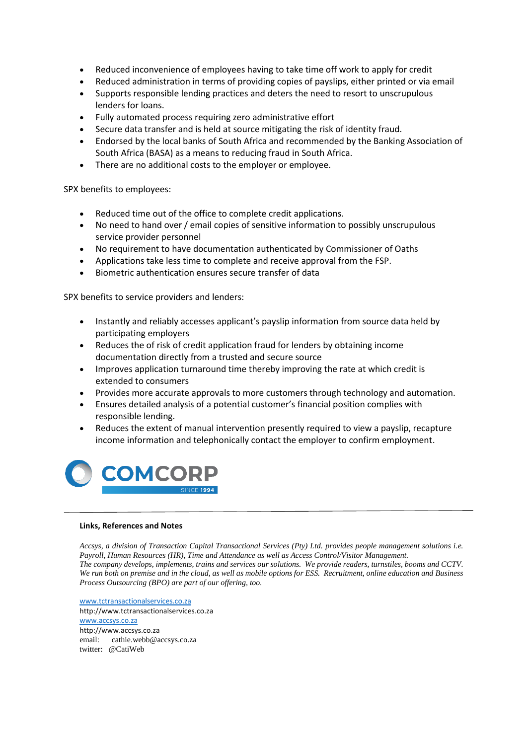- Reduced inconvenience of employees having to take time off work to apply for credit
- Reduced administration in terms of providing copies of payslips, either printed or via email
- Supports responsible lending practices and deters the need to resort to unscrupulous lenders for loans.
- Fully automated process requiring zero administrative effort
- Secure data transfer and is held at source mitigating the risk of identity fraud.
- Endorsed by the local banks of South Africa and recommended by the Banking Association of South Africa (BASA) as a means to reducing fraud in South Africa.
- There are no additional costs to the employer or employee.

SPX benefits to employees:

- Reduced time out of the office to complete credit applications.
- No need to hand over / email copies of sensitive information to possibly unscrupulous service provider personnel
- No requirement to have documentation authenticated by Commissioner of Oaths
- Applications take less time to complete and receive approval from the FSP.
- Biometric authentication ensures secure transfer of data

SPX benefits to service providers and lenders:

- Instantly and reliably accesses applicant's payslip information from source data held by participating employers
- Reduces the of risk of credit application fraud for lenders by obtaining income documentation directly from a trusted and secure source
- Improves application turnaround time thereby improving the rate at which credit is extended to consumers
- Provides more accurate approvals to more customers through technology and automation.
- Ensures detailed analysis of a potential customer's financial position complies with responsible lending.
- Reduces the extent of manual intervention presently required to view a payslip, recapture income information and telephonically contact the employer to confirm employment.

COMCORP
SINCE 1994

---

**Links, References and Notes**

*Accsys, a division of Transaction Capital Transactional Services (Pty) Ltd. provides people management solutions i.e. Payroll, Human Resources (HR), Time and Attendance as well as Access Control/Visitor Management.*
*The company develops, implements, trains and services our solutions. We provide readers, turnstiles, booms and CCTV. We run both on premise and in the cloud, as well as mobile options for ESS. Recruitment, online education and Business Process Outsourcing (BPO) are part of our offering, too.*

www.tctransactionalservices.co.za
http://www.tctransactionalservices.co.za
www.accsys.co.za
http://www.accsys.co.za
email: cathie.webb@accsys.co.za
twitter: @CatiWeb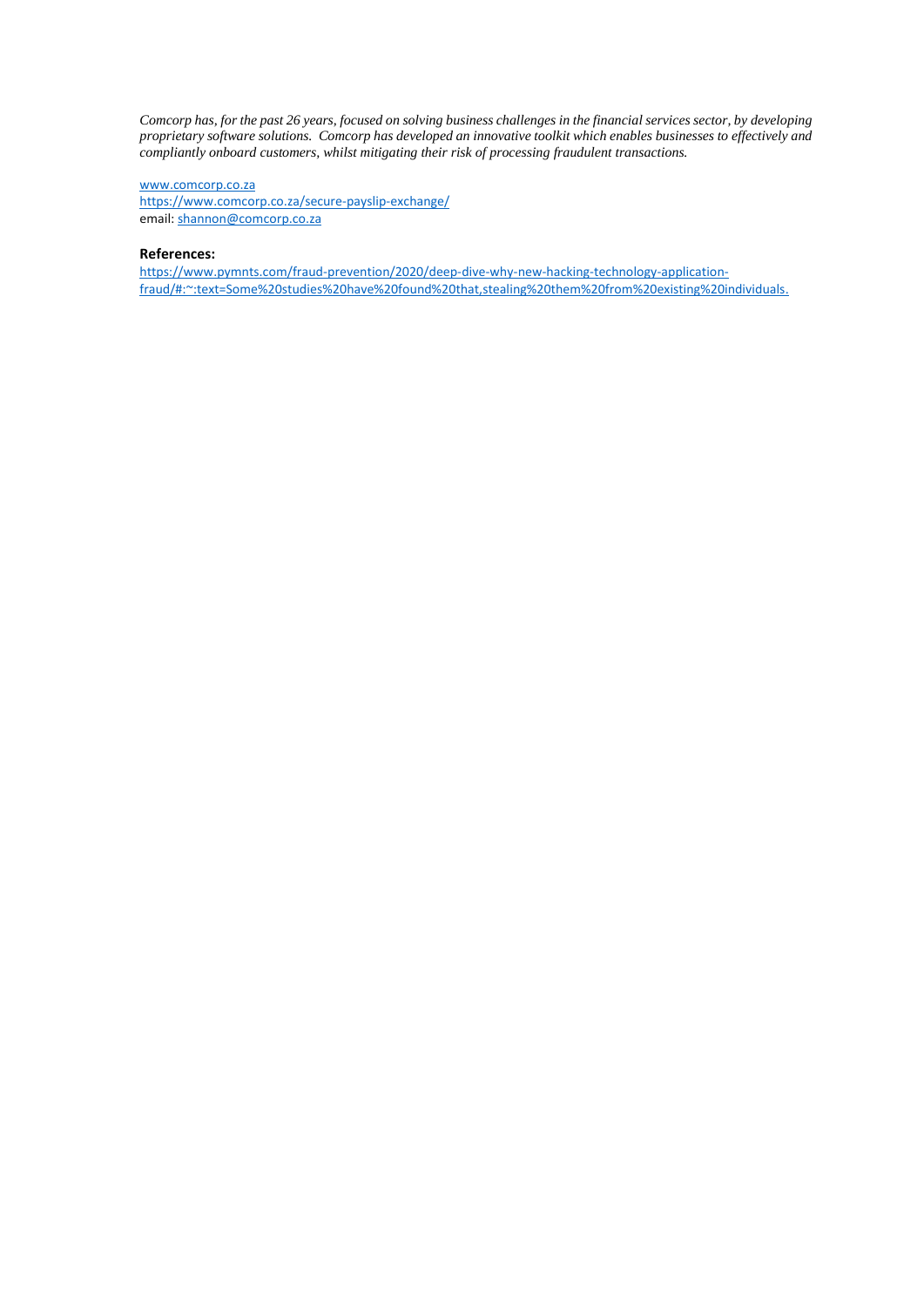*Comcorp has, for the past 26 years, focused on solving business challenges in the financial services sector, by developing proprietary software solutions. Comcorp has developed an innovative toolkit which enables businesses to effectively and compliantly onboard customers, whilst mitigating their risk of processing fraudulent transactions.*

www.comcorp.co.za
https://www.comcorp.co.za/secure-payslip-exchange/
email: shannon@comcorp.co.za

**References:**

https://www.pymnts.com/fraud-prevention/2020/deep-dive-why-new-hacking-technology-application-fraud/#:~:text=Some%20studies%20have%20found%20that,stealing%20them%20from%20existing%20individuals.